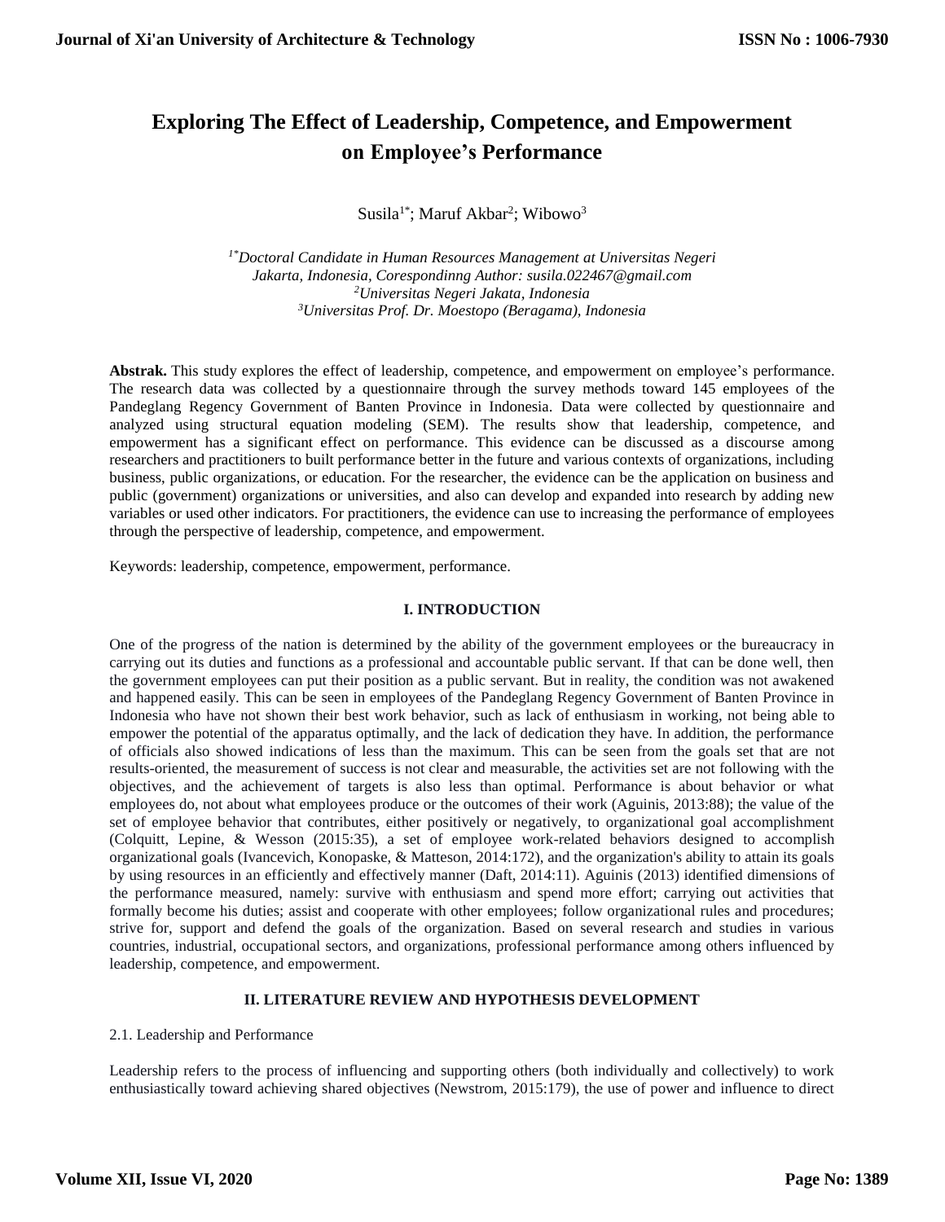# Exploring The Effect of Leadership, Competence, and Empowerment on Employee's Performance

Susila[1*]; Maruf Akbar[2]; Wibowo[3]

*[1*]Doctoral Candidate in Human Resources Management at Universitas Negeri Jakarta, Indonesia, Corespondinng Author: susila.022467@gmail.com*
*[2]Universitas Negeri Jakata, Indonesia*
*[3]Universitas Prof. Dr. Moestopo (Beragama), Indonesia*

**Abstrak.** This study explores the effect of leadership, competence, and empowerment on employee's performance. The research data was collected by a questionnaire through the survey methods toward 145 employees of the Pandeglang Regency Government of Banten Province in Indonesia. Data were collected by questionnaire and analyzed using structural equation modeling (SEM). The results show that leadership, competence, and empowerment has a significant effect on performance. This evidence can be discussed as a discourse among researchers and practitioners to built performance better in the future and various contexts of organizations, including business, public organizations, or education. For the researcher, the evidence can be the application on business and public (government) organizations or universities, and also can develop and expanded into research by adding new variables or used other indicators. For practitioners, the evidence can use to increasing the performance of employees through the perspective of leadership, competence, and empowerment.

Keywords: leadership, competence, empowerment, performance.

## I. INTRODUCTION

One of the progress of the nation is determined by the ability of the government employees or the bureaucracy in carrying out its duties and functions as a professional and accountable public servant. If that can be done well, then the government employees can put their position as a public servant. But in reality, the condition was not awakened and happened easily. This can be seen in employees of the Pandeglang Regency Government of Banten Province in Indonesia who have not shown their best work behavior, such as lack of enthusiasm in working, not being able to empower the potential of the apparatus optimally, and the lack of dedication they have. In addition, the performance of officials also showed indications of less than the maximum. This can be seen from the goals set that are not results-oriented, the measurement of success is not clear and measurable, the activities set are not following with the objectives, and the achievement of targets is also less than optimal. Performance is about behavior or what employees do, not about what employees produce or the outcomes of their work (Aguinis, 2013:88); the value of the set of employee behavior that contributes, either positively or negatively, to organizational goal accomplishment (Colquitt, Lepine, & Wesson (2015:35), a set of employee work-related behaviors designed to accomplish organizational goals (Ivancevich, Konopaske, & Matteson, 2014:172), and the organization's ability to attain its goals by using resources in an efficiently and effectively manner (Daft, 2014:11). Aguinis (2013) identified dimensions of the performance measured, namely: survive with enthusiasm and spend more effort; carrying out activities that formally become his duties; assist and cooperate with other employees; follow organizational rules and procedures; strive for, support and defend the goals of the organization. Based on several research and studies in various countries, industrial, occupational sectors, and organizations, professional performance among others influenced by leadership, competence, and empowerment.

## II. LITERATURE REVIEW AND HYPOTHESIS DEVELOPMENT

2.1. Leadership and Performance

Leadership refers to the process of influencing and supporting others (both individually and collectively) to work enthusiastically toward achieving shared objectives (Newstrom, 2015:179), the use of power and influence to direct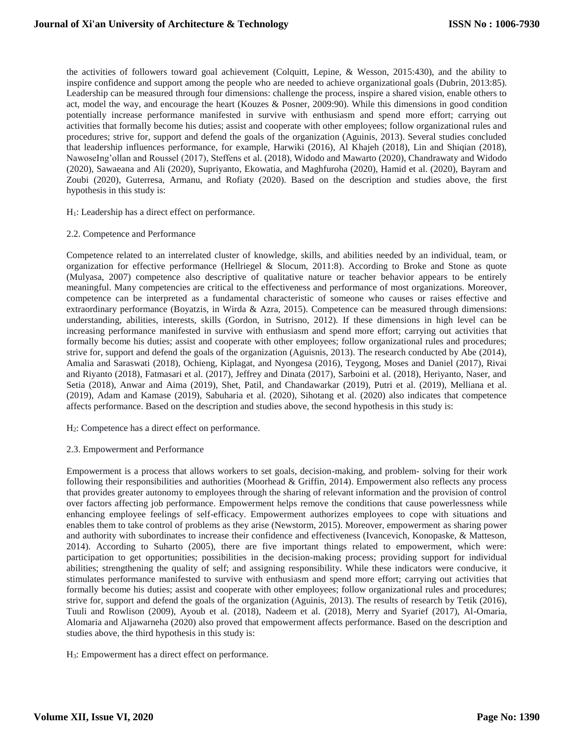the activities of followers toward goal achievement (Colquitt, Lepine, & Wesson, 2015:430), and the ability to inspire confidence and support among the people who are needed to achieve organizational goals (Dubrin, 2013:85). Leadership can be measured through four dimensions: challenge the process, inspire a shared vision, enable others to act, model the way, and encourage the heart (Kouzes & Posner, 2009:90). While this dimensions in good condition potentially increase performance manifested in survive with enthusiasm and spend more effort; carrying out activities that formally become his duties; assist and cooperate with other employees; follow organizational rules and procedures; strive for, support and defend the goals of the organization (Aguinis, 2013). Several studies concluded that leadership influences performance, for example, Harwiki (2016), Al Khajeh (2018), Lin and Shiqian (2018), NawoseIng'ollan and Roussel (2017), Steffens et al. (2018), Widodo and Mawarto (2020), Chandrawaty and Widodo (2020), Sawaeana and Ali (2020), Supriyanto, Ekowatia, and Maghfuroha (2020), Hamid et al. (2020), Bayram and Zoubi (2020), Guterresa, Armanu, and Rofiaty (2020). Based on the description and studies above, the first hypothesis in this study is:

$H_1$: Leadership has a direct effect on performance.

### 2.2. Competence and Performance

Competence related to an interrelated cluster of knowledge, skills, and abilities needed by an individual, team, or organization for effective performance (Hellriegel & Slocum, 2011:8). According to Broke and Stone as quote (Mulyasa, 2007) competence also descriptive of qualitative nature or teacher behavior appears to be entirely meaningful. Many competencies are critical to the effectiveness and performance of most organizations. Moreover, competence can be interpreted as a fundamental characteristic of someone who causes or raises effective and extraordinary performance (Boyatzis, in Wirda & Azra, 2015). Competence can be measured through dimensions: understanding, abilities, interests, skills (Gordon, in Sutrisno, 2012). If these dimensions in high level can be increasing performance manifested in survive with enthusiasm and spend more effort; carrying out activities that formally become his duties; assist and cooperate with other employees; follow organizational rules and procedures; strive for, support and defend the goals of the organization (Aguisnis, 2013). The research conducted by Abe (2014), Amalia and Saraswati (2018), Ochieng, Kiplagat, and Nyongesa (2016), Teygong, Moses and Daniel (2017), Rivai and Riyanto (2018), Fatmasari et al. (2017), Jeffrey and Dinata (2017), Sarboini et al. (2018), Heriyanto, Naser, and Setia (2018), Anwar and Aima (2019), Shet, Patil, and Chandawarkar (2019), Putri et al. (2019), Melliana et al. (2019), Adam and Kamase (2019), Sabuharia et al. (2020), Sihotang et al. (2020) also indicates that competence affects performance. Based on the description and studies above, the second hypothesis in this study is:

$H_2$: Competence has a direct effect on performance.

### 2.3. Empowerment and Performance

Empowerment is a process that allows workers to set goals, decision-making, and problem- solving for their work following their responsibilities and authorities (Moorhead & Griffin, 2014). Empowerment also reflects any process that provides greater autonomy to employees through the sharing of relevant information and the provision of control over factors affecting job performance. Empowerment helps remove the conditions that cause powerlessness while enhancing employee feelings of self-efficacy. Empowerment authorizes employees to cope with situations and enables them to take control of problems as they arise (Newstorm, 2015). Moreover, empowerment as sharing power and authority with subordinates to increase their confidence and effectiveness (Ivancevich, Konopaske, & Matteson, 2014). According to Suharto (2005), there are five important things related to empowerment, which were: participation to get opportunities; possibilities in the decision-making process; providing support for individual abilities; strengthening the quality of self; and assigning responsibility. While these indicators were conducive, it stimulates performance manifested to survive with enthusiasm and spend more effort; carrying out activities that formally become his duties; assist and cooperate with other employees; follow organizational rules and procedures; strive for, support and defend the goals of the organization (Aguinis, 2013). The results of research by Tetik (2016), Tuuli and Rowlison (2009), Ayoub et al. (2018), Nadeem et al. (2018), Merry and Syarief (2017), Al-Omaria, Alomaria and Aljawarneha (2020) also proved that empowerment affects performance. Based on the description and studies above, the third hypothesis in this study is:

$H_3$: Empowerment has a direct effect on performance.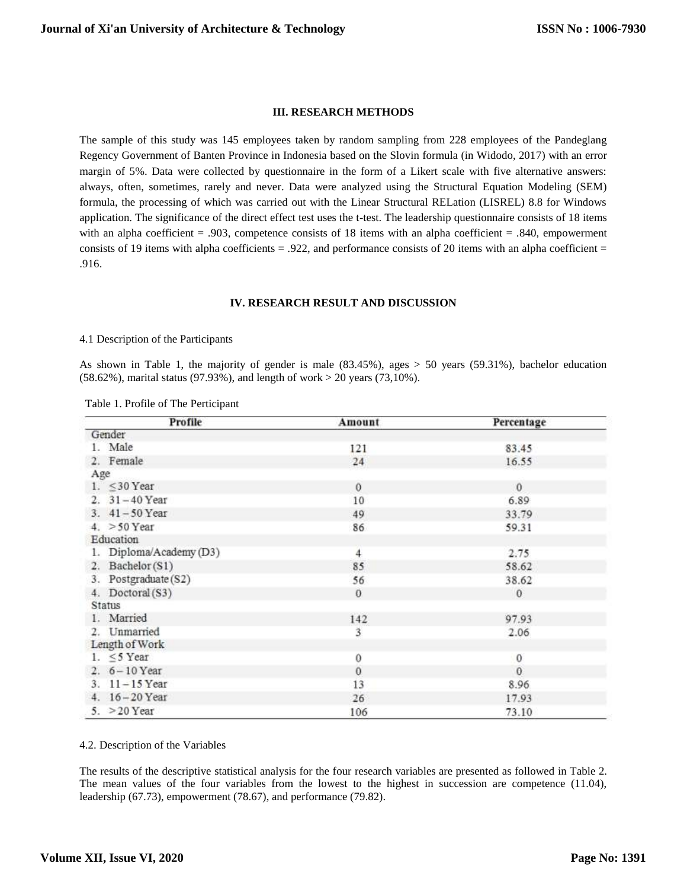### III. RESEARCH METHODS

The sample of this study was 145 employees taken by random sampling from 228 employees of the Pandeglang Regency Government of Banten Province in Indonesia based on the Slovin formula (in Widodo, 2017) with an error margin of 5%. Data were collected by questionnaire in the form of a Likert scale with five alternative answers: always, often, sometimes, rarely and never. Data were analyzed using the Structural Equation Modeling (SEM) formula, the processing of which was carried out with the Linear Structural RELation (LISREL) 8.8 for Windows application. The significance of the direct effect test uses the t-test. The leadership questionnaire consists of 18 items with an alpha coefficient = .903, competence consists of 18 items with an alpha coefficient = .840, empowerment consists of 19 items with alpha coefficients = .922, and performance consists of 20 items with an alpha coefficient = .916.

### IV. RESEARCH RESULT AND DISCUSSION

4.1 Description of the Participants

As shown in Table 1, the majority of gender is male (83.45%), ages > 50 years (59.31%), bachelor education (58.62%), marital status (97.93%), and length of work > 20 years (73,10%).

Table 1. Profile of The Perticipant

| Profile | Amount | Percentage |
|---|---|---|
| Gender | | |
| 1. Male | 121 | 83.45 |
| 2. Female | 24 | 16.55 |
| Age | | |
| 1. ≤30 Year | 0 | 0 |
| 2. 31 – 40 Year | 10 | 6.89 |
| 3. 41 – 50 Year | 49 | 33.79 |
| 4. > 50 Year | 86 | 59.31 |
| Education | | |
| 1. Diploma/Academy (D3) | 4 | 2.75 |
| 2. Bachelor (S1) | 85 | 58.62 |
| 3. Postgraduate (S2) | 56 | 38.62 |
| 4. Doctoral (S3) | 0 | 0 |
| Status | | |
| 1. Married | 142 | 97.93 |
| 2. Unmarried | 3 | 2.06 |
| Length of Work | | |
| 1. ≤5 Year | 0 | 0 |
| 2. 6 – 10 Year | 0 | 0 |
| 3. 11 – 15 Year | 13 | 8.96 |
| 4. 16 – 20 Year | 26 | 17.93 |
| 5. > 20 Year | 106 | 73.10 |

4.2. Description of the Variables

The results of the descriptive statistical analysis for the four research variables are presented as followed in Table 2. The mean values of the four variables from the lowest to the highest in succession are competence (11.04), leadership (67.73), empowerment (78.67), and performance (79.82).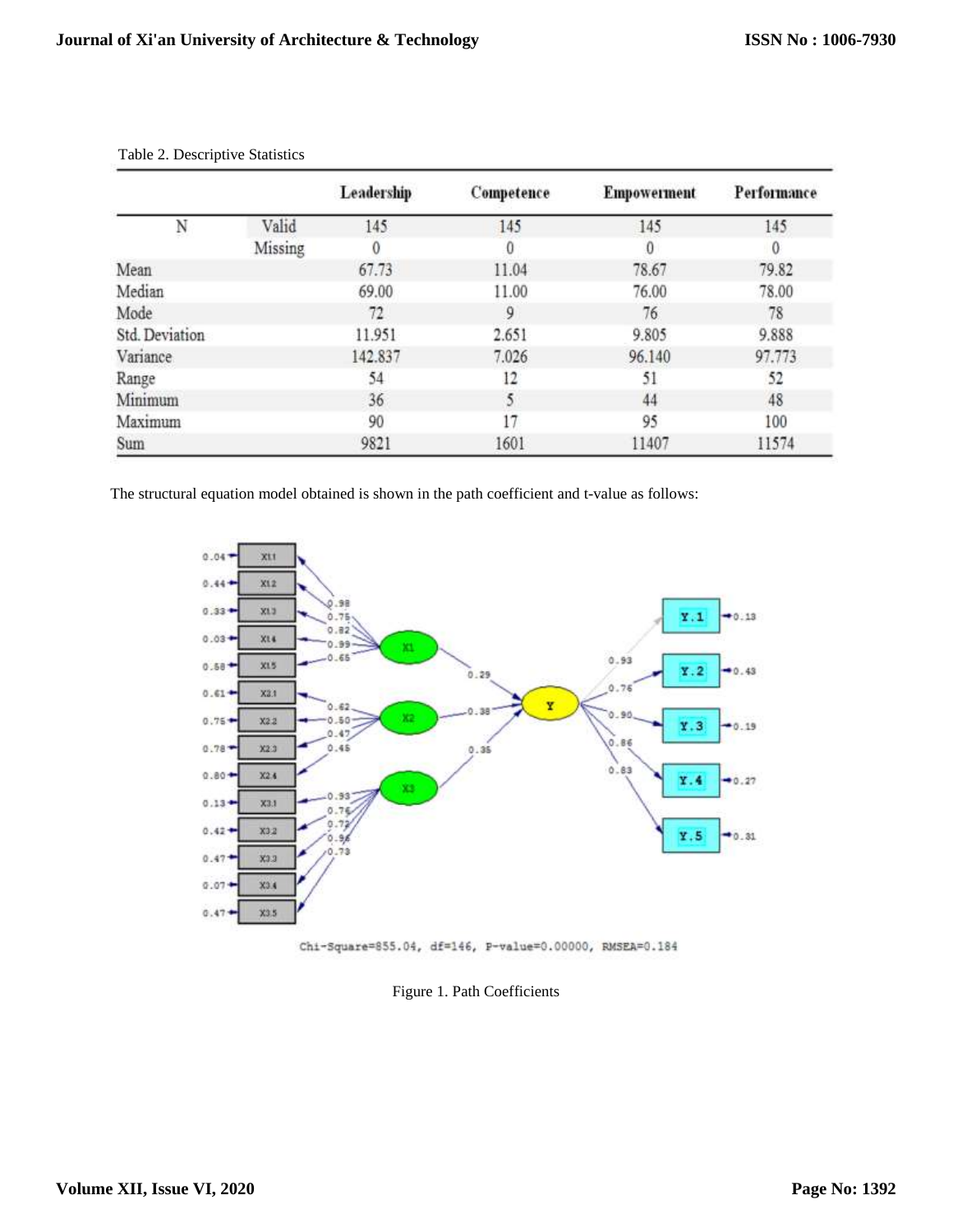Table 2. Descriptive Statistics

| | | Leadership | Competence | Empowerment | Performance |
|---|---|---|---|---|---|
| N | Valid | 145 | 145 | 145 | 145 |
| | Missing | 0 | 0 | 0 | 0 |
| Mean | | 67.73 | 11.04 | 78.67 | 79.82 |
| Median | | 69.00 | 11.00 | 76.00 | 78.00 |
| Mode | | 72 | 9 | 76 | 78 |
| Std. Deviation | | 11.951 | 2.651 | 9.805 | 9.888 |
| Variance | | 142.837 | 7.026 | 96.140 | 97.773 |
| Range | | 54 | 12 | 51 | 52 |
| Minimum | | 36 | 5 | 44 | 48 |
| Maximum | | 90 | 17 | 95 | 100 |
| Sum | | 9821 | 1601 | 11407 | 11574 |

The structural equation model obtained is shown in the path coefficient and t-value as follows:

Chi-Square=855.04, df=146, P-value=0.00000, RMSEA=0.184

Figure 1. Path Coefficients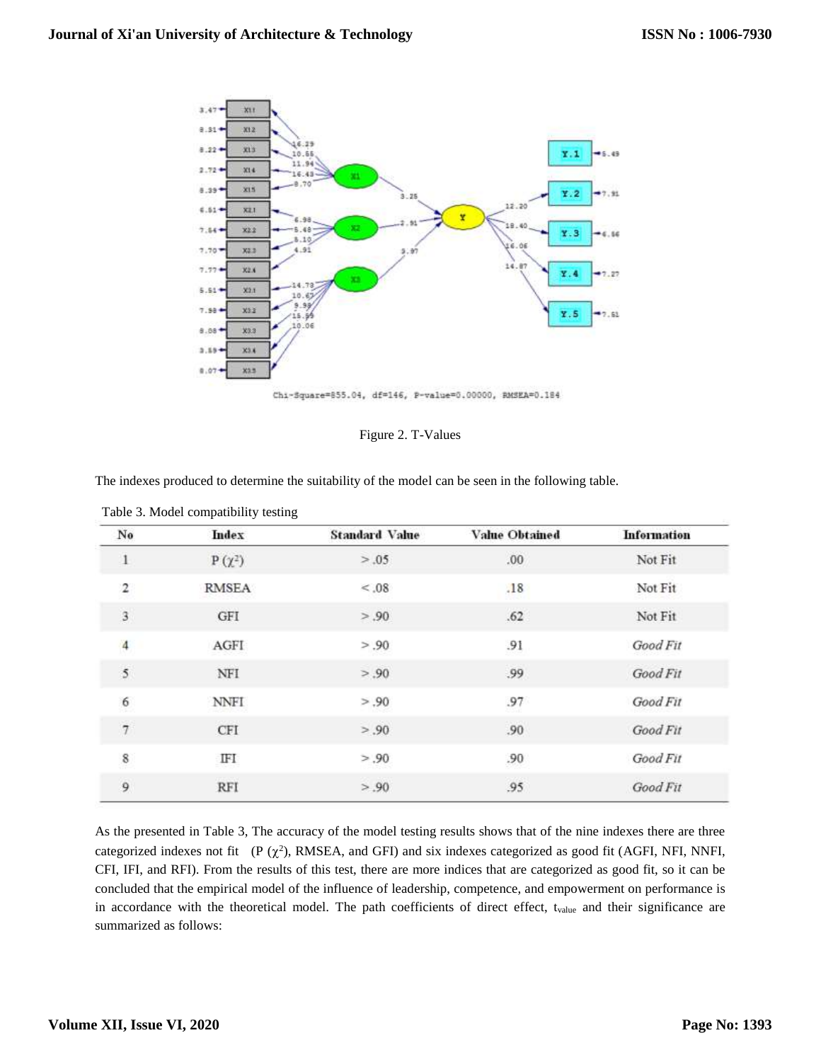Chi-Square=855.04, df=146, P-value=0.00000, RMSEA=0.184

Figure 2. T-Values

The indexes produced to determine the suitability of the model can be seen in the following table.

Table 3. Model compatibility testing

| No | Index | Standard Value | Value Obtained | Information |
|---|---|---|---|---|
| 1 | P ($\chi^2$) | > .05 | .00 | Not Fit |
| 2 | RMSEA | < .08 | .18 | Not Fit |
| 3 | GFI | > .90 | .62 | Not Fit |
| 4 | AGFI | > .90 | .91 | *Good Fit* |
| 5 | NFI | > .90 | .99 | *Good Fit* |
| 6 | NNFI | > .90 | .97 | *Good Fit* |
| 7 | CFI | > .90 | .90 | *Good Fit* |
| 8 | IFI | > .90 | .90 | *Good Fit* |
| 9 | RFI | > .90 | .95 | *Good Fit* |

As the presented in Table 3, The accuracy of the model testing results shows that of the nine indexes there are three categorized indexes not fit (P ($\chi^2$), RMSEA, and GFI) and six indexes categorized as good fit (AGFI, NFI, NNFI, CFI, IFI, and RFI). From the results of this test, there are more indices that are categorized as good fit, so it can be concluded that the empirical model of the influence of leadership, competence, and empowerment on performance is in accordance with the theoretical model. The path coefficients of direct effect, $t_{value}$ and their significance are summarized as follows: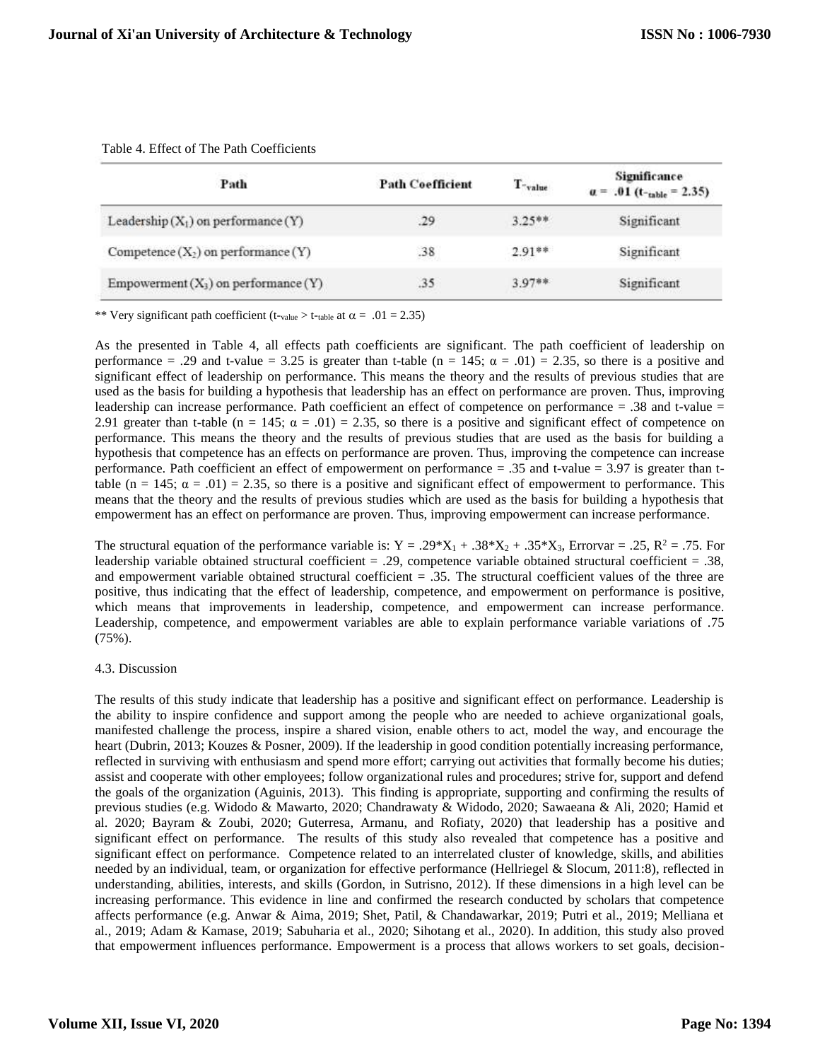Table 4. Effect of The Path Coefficients

| Path | Path Coefficient | $T_{-value}$ | Significance $\alpha$ = .01 ($t_{-table}$ = 2.35) |
|---|---|---|---|
| Leadership ($X_1$) on performance (Y) | .29 | 3.25** | Significant |
| Competence ($X_2$) on performance (Y) | .38 | 2.91** | Significant |
| Empowerment ($X_3$) on performance (Y) | .35 | 3.97** | Significant |

** Very significant path coefficient ($t_{-value} > t_{-table}$ at $\alpha$ = .01 = 2.35)

As the presented in Table 4, all effects path coefficients are significant. The path coefficient of leadership on performance = .29 and t-value = 3.25 is greater than t-table (n = 145; $\alpha$ = .01) = 2.35, so there is a positive and significant effect of leadership on performance. This means the theory and the results of previous studies that are used as the basis for building a hypothesis that leadership has an effect on performance are proven. Thus, improving leadership can increase performance. Path coefficient an effect of competence on performance = .38 and t-value = 2.91 greater than t-table (n = 145; $\alpha$ = .01) = 2.35, so there is a positive and significant effect of competence on performance. This means the theory and the results of previous studies that are used as the basis for building a hypothesis that competence has an effects on performance are proven. Thus, improving the competence can increase performance. Path coefficient an effect of empowerment on performance = .35 and t-value = 3.97 is greater than t-table (n = 145; $\alpha$ = .01) = 2.35, so there is a positive and significant effect of empowerment to performance. This means that the theory and the results of previous studies which are used as the basis for building a hypothesis that empowerment has an effect on performance are proven. Thus, improving empowerment can increase performance.

The structural equation of the performance variable is: $Y = .29{*}X_1 + .38{*}X_2 + .35{*}X_3$, Errorvar = .25, $R^2$ = .75. For leadership variable obtained structural coefficient = .29, competence variable obtained structural coefficient = .38, and empowerment variable obtained structural coefficient = .35. The structural coefficient values of the three are positive, thus indicating that the effect of leadership, competence, and empowerment on performance is positive, which means that improvements in leadership, competence, and empowerment can increase performance. Leadership, competence, and empowerment variables are able to explain performance variable variations of .75 (75%).

4.3. Discussion

The results of this study indicate that leadership has a positive and significant effect on performance. Leadership is the ability to inspire confidence and support among the people who are needed to achieve organizational goals, manifested challenge the process, inspire a shared vision, enable others to act, model the way, and encourage the heart (Dubrin, 2013; Kouzes & Posner, 2009). If the leadership in good condition potentially increasing performance, reflected in surviving with enthusiasm and spend more effort; carrying out activities that formally become his duties; assist and cooperate with other employees; follow organizational rules and procedures; strive for, support and defend the goals of the organization (Aguinis, 2013). This finding is appropriate, supporting and confirming the results of previous studies (e.g. Widodo & Mawarto, 2020; Chandrawaty & Widodo, 2020; Sawaeana & Ali, 2020; Hamid et al. 2020; Bayram & Zoubi, 2020; Guterresa, Armanu, and Rofiaty, 2020) that leadership has a positive and significant effect on performance. The results of this study also revealed that competence has a positive and significant effect on performance. Competence related to an interrelated cluster of knowledge, skills, and abilities needed by an individual, team, or organization for effective performance (Hellriegel & Slocum, 2011:8), reflected in understanding, abilities, interests, and skills (Gordon, in Sutrisno, 2012). If these dimensions in a high level can be increasing performance. This evidence in line and confirmed the research conducted by scholars that competence affects performance (e.g. Anwar & Aima, 2019; Shet, Patil, & Chandawarkar, 2019; Putri et al., 2019; Melliana et al., 2019; Adam & Kamase, 2019; Sabuharia et al., 2020; Sihotang et al., 2020). In addition, this study also proved that empowerment influences performance. Empowerment is a process that allows workers to set goals, decision-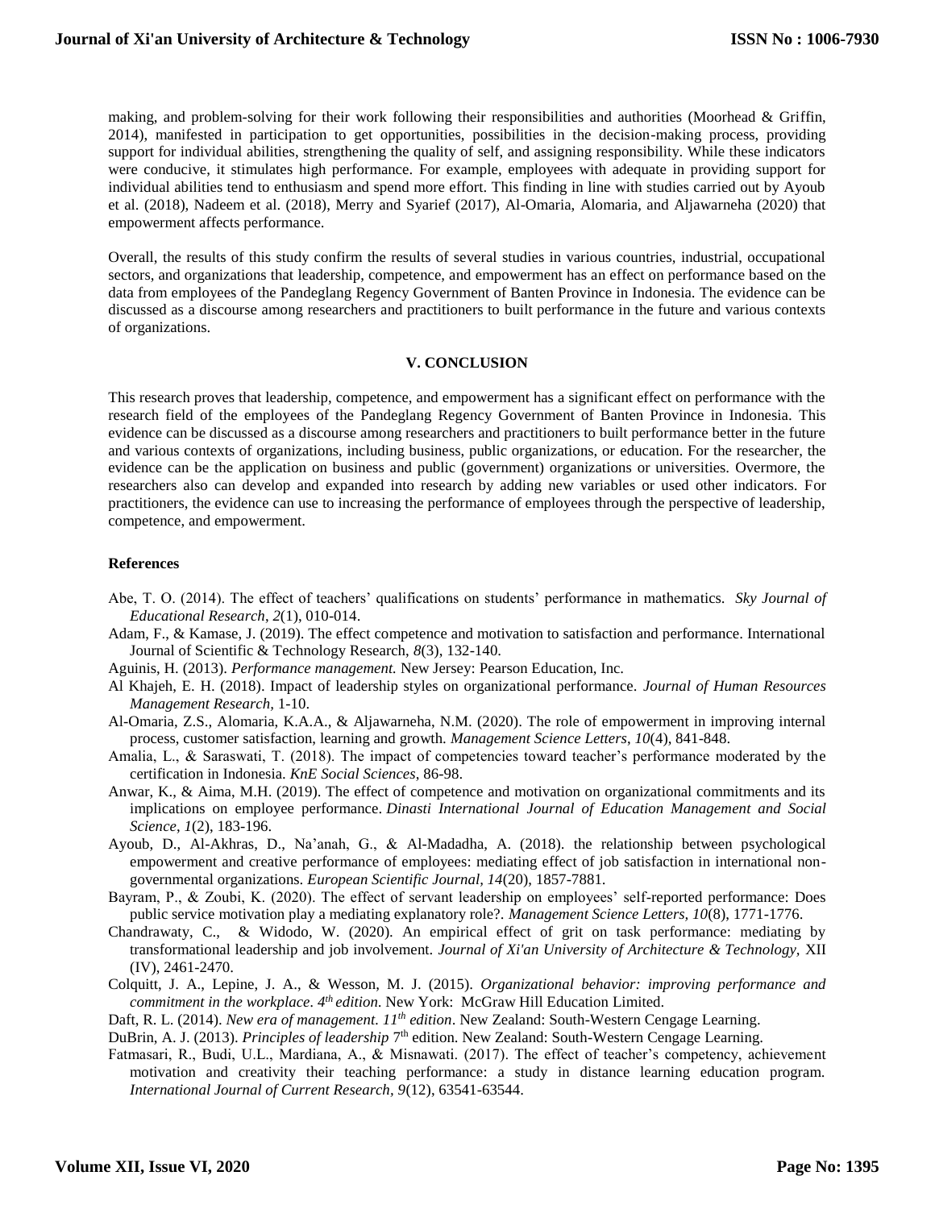making, and problem-solving for their work following their responsibilities and authorities (Moorhead & Griffin, 2014), manifested in participation to get opportunities, possibilities in the decision-making process, providing support for individual abilities, strengthening the quality of self, and assigning responsibility. While these indicators were conducive, it stimulates high performance. For example, employees with adequate in providing support for individual abilities tend to enthusiasm and spend more effort. This finding in line with studies carried out by Ayoub et al. (2018), Nadeem et al. (2018), Merry and Syarief (2017), Al-Omaria, Alomaria, and Aljawarneha (2020) that empowerment affects performance.

Overall, the results of this study confirm the results of several studies in various countries, industrial, occupational sectors, and organizations that leadership, competence, and empowerment has an effect on performance based on the data from employees of the Pandeglang Regency Government of Banten Province in Indonesia. The evidence can be discussed as a discourse among researchers and practitioners to built performance in the future and various contexts of organizations.

## V. CONCLUSION

This research proves that leadership, competence, and empowerment has a significant effect on performance with the research field of the employees of the Pandeglang Regency Government of Banten Province in Indonesia. This evidence can be discussed as a discourse among researchers and practitioners to built performance better in the future and various contexts of organizations, including business, public organizations, or education. For the researcher, the evidence can be the application on business and public (government) organizations or universities. Overmore, the researchers also can develop and expanded into research by adding new variables or used other indicators. For practitioners, the evidence can use to increasing the performance of employees through the perspective of leadership, competence, and empowerment.

### References

- Abe, T. O. (2014). The effect of teachers' qualifications on students' performance in mathematics. *Sky Journal of Educational Research, 2*(1), 010-014.
- Adam, F., & Kamase, J. (2019). The effect competence and motivation to satisfaction and performance. International Journal of Scientific & Technology Research, *8*(3), 132-140.
- Aguinis, H. (2013). *Performance management.* New Jersey: Pearson Education, Inc.
- Al Khajeh, E. H. (2018). Impact of leadership styles on organizational performance. *Journal of Human Resources Management Research,* 1-10.
- Al-Omaria, Z.S., Alomaria, K.A.A., & Aljawarneha, N.M. (2020). The role of empowerment in improving internal process, customer satisfaction, learning and growth. *Management Science Letters*, *10*(4), 841-848.
- Amalia, L., & Saraswati, T. (2018). The impact of competencies toward teacher's performance moderated by the certification in Indonesia. *KnE Social Sciences*, 86-98.
- Anwar, K., & Aima, M.H. (2019). The effect of competence and motivation on organizational commitments and its implications on employee performance. *Dinasti International Journal of Education Management and Social Science*, *1*(2), 183-196.
- Ayoub, D., Al-Akhras, D., Na'anah, G., & Al-Madadha, A. (2018). the relationship between psychological empowerment and creative performance of employees: mediating effect of job satisfaction in international non-governmental organizations. *European Scientific Journal, 14*(20), 1857-7881.
- Bayram, P., & Zoubi, K. (2020). The effect of servant leadership on employees' self-reported performance: Does public service motivation play a mediating explanatory role?. *Management Science Letters, 10*(8), 1771-1776.
- Chandrawaty, C., & Widodo, W. (2020). An empirical effect of grit on task performance: mediating by transformational leadership and job involvement. *Journal of Xi'an University of Architecture & Technology,* XII (IV), 2461-2470.
- Colquitt, J. A., Lepine, J. A., & Wesson, M. J. (2015). *Organizational behavior: improving performance and commitment in the workplace. 4th edition.* New York: McGraw Hill Education Limited.
- Daft, R. L. (2014). *New era of management. 11th edition*. New Zealand: South-Western Cengage Learning.
- DuBrin, A. J. (2013). *Principles of leadership* 7th edition. New Zealand: South-Western Cengage Learning.
- Fatmasari, R., Budi, U.L., Mardiana, A., & Misnawati. (2017). The effect of teacher's competency, achievement motivation and creativity their teaching performance: a study in distance learning education program. *International Journal of Current Research, 9*(12), 63541-63544.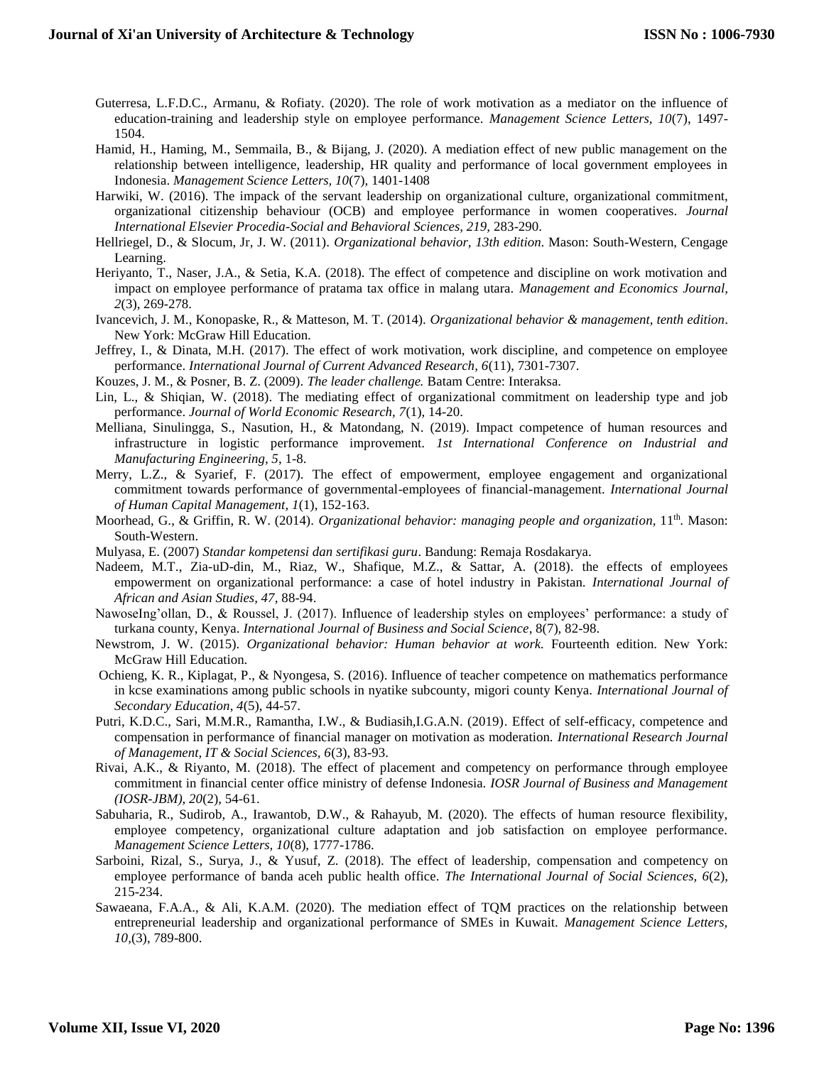Guterresa, L.F.D.C., Armanu, & Rofiaty. (2020). The role of work motivation as a mediator on the influence of education-training and leadership style on employee performance. *Management Science Letters, 10*(7), 1497-1504.

Hamid, H., Haming, M., Semmaila, B., & Bijang, J. (2020). A mediation effect of new public management on the relationship between intelligence, leadership, HR quality and performance of local government employees in Indonesia. *Management Science Letters, 10*(7), 1401-1408

Harwiki, W. (2016). The impack of the servant leadership on organizational culture, organizational commitment, organizational citizenship behaviour (OCB) and employee performance in women cooperatives. *Journal International Elsevier Procedia-Social and Behavioral Sciences, 219*, 283-290.

Hellriegel, D., & Slocum, Jr, J. W. (2011). *Organizational behavior, 13th edition*. Mason: South-Western, Cengage Learning.

Heriyanto, T., Naser, J.A., & Setia, K.A. (2018). The effect of competence and discipline on work motivation and impact on employee performance of pratama tax office in malang utara. *Management and Economics Journal, 2*(3), 269-278.

Ivancevich, J. M., Konopaske, R., & Matteson, M. T. (2014). *Organizational behavior & management, tenth edition*. New York: McGraw Hill Education.

Jeffrey, I., & Dinata, M.H. (2017). The effect of work motivation, work discipline, and competence on employee performance. *International Journal of Current Advanced Research, 6*(11), 7301-7307.

Kouzes, J. M., & Posner, B. Z. (2009). *The leader challenge.* Batam Centre: Interaksa.

Lin, L., & Shiqian, W. (2018). The mediating effect of organizational commitment on leadership type and job performance. *Journal of World Economic Research, 7*(1), 14-20.

Melliana, Sinulingga, S., Nasution, H., & Matondang, N. (2019). Impact competence of human resources and infrastructure in logistic performance improvement. *1st International Conference on Industrial and Manufacturing Engineering, 5*, 1-8.

Merry, L.Z., & Syarief, F. (2017). The effect of empowerment, employee engagement and organizational commitment towards performance of governmental-employees of financial-management. *International Journal of Human Capital Management, 1*(1), 152-163.

Moorhead, G., & Griffin, R. W. (2014). *Organizational behavior: managing people and organization*, 11th. Mason: South-Western.

Mulyasa, E. (2007) *Standar kompetensi dan sertifikasi guru*. Bandung: Remaja Rosdakarya.

Nadeem, M.T., Zia-uD-din, M., Riaz, W., Shafique, M.Z., & Sattar, A. (2018). the effects of employees empowerment on organizational performance: a case of hotel industry in Pakistan. *International Journal of African and Asian Studies, 47*, 88-94.

NawoseIng'ollan, D., & Roussel, J. (2017). Influence of leadership styles on employees' performance: a study of turkana county, Kenya. *International Journal of Business and Social Science*, 8(7), 82-98.

Newstrom, J. W. (2015). *Organizational behavior: Human behavior at work.* Fourteenth edition. New York: McGraw Hill Education.

Ochieng, K. R., Kiplagat, P., & Nyongesa, S. (2016). Influence of teacher competence on mathematics performance in kcse examinations among public schools in nyatike subcounty, migori county Kenya. *International Journal of Secondary Education*, *4*(5), 44-57.

Putri, K.D.C., Sari, M.M.R., Ramantha, I.W., & Budiasih,I.G.A.N. (2019). Effect of self-efficacy, competence and compensation in performance of financial manager on motivation as moderation. *International Research Journal of Management, IT & Social Sciences, 6*(3), 83-93.

Rivai, A.K., & Riyanto, M. (2018). The effect of placement and competency on performance through employee commitment in financial center office ministry of defense Indonesia. *IOSR Journal of Business and Management (IOSR-JBM), 20*(2), 54-61.

Sabuharia, R., Sudirob, A., Irawantob, D.W., & Rahayub, M. (2020). The effects of human resource flexibility, employee competency, organizational culture adaptation and job satisfaction on employee performance. *Management Science Letters, 10*(8), 1777-1786.

Sarboini, Rizal, S., Surya, J., & Yusuf, Z. (2018). The effect of leadership, compensation and competency on employee performance of banda aceh public health office. *The International Journal of Social Sciences, 6*(2), 215-234.

Sawaeana, F.A.A., & Ali, K.A.M. (2020). The mediation effect of TQM practices on the relationship between entrepreneurial leadership and organizational performance of SMEs in Kuwait. *Management Science Letters, 10*,(3), 789-800.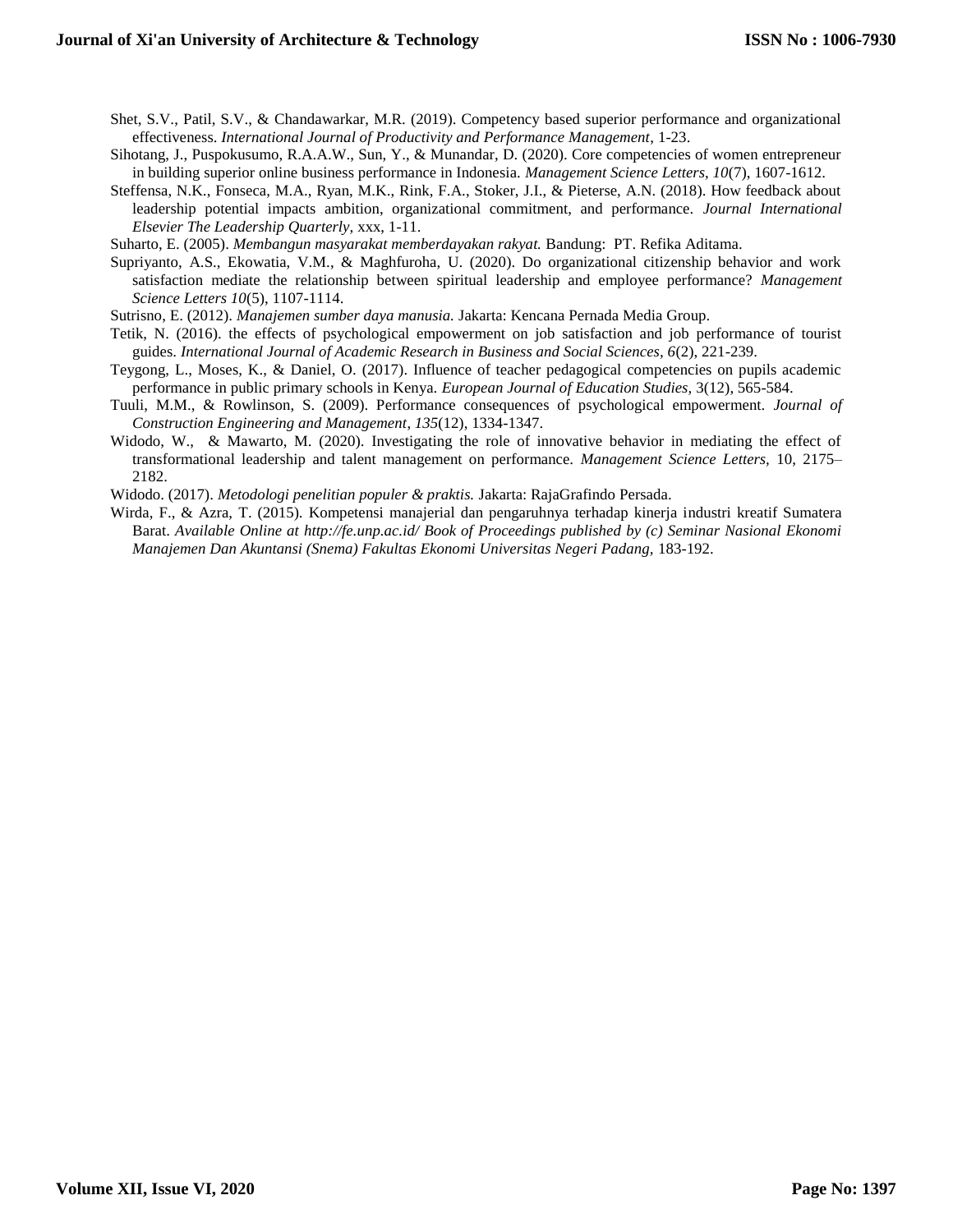Shet, S.V., Patil, S.V., & Chandawarkar, M.R. (2019). Competency based superior performance and organizational effectiveness. *International Journal of Productivity and Performance Management*, 1-23.

Sihotang, J., Puspokusumo, R.A.A.W., Sun, Y., & Munandar, D. (2020). Core competencies of women entrepreneur in building superior online business performance in Indonesia. *Management Science Letters*, *10*(7), 1607-1612.

Steffensa, N.K., Fonseca, M.A., Ryan, M.K., Rink, F.A., Stoker, J.I., & Pieterse, A.N. (2018). How feedback about leadership potential impacts ambition, organizational commitment, and performance. *Journal International Elsevier The Leadership Quarterly,* xxx, 1-11.

Suharto, E. (2005). *Membangun masyarakat memberdayakan rakyat.* Bandung: PT. Refika Aditama.

Supriyanto, A.S., Ekowatia, V.M., & Maghfuroha, U. (2020). Do organizational citizenship behavior and work satisfaction mediate the relationship between spiritual leadership and employee performance? *Management Science Letters 10*(5), 1107-1114.

Sutrisno, E. (2012). *Manajemen sumber daya manusia.* Jakarta: Kencana Pernada Media Group.

Tetik, N. (2016). the effects of psychological empowerment on job satisfaction and job performance of tourist guides. *International Journal of Academic Research in Business and Social Sciences, 6*(2), 221-239.

Teygong, L., Moses, K., & Daniel, O. (2017). Influence of teacher pedagogical competencies on pupils academic performance in public primary schools in Kenya. *European Journal of Education Studies,* 3(12), 565-584.

Tuuli, M.M., & Rowlinson, S. (2009). Performance consequences of psychological empowerment. *Journal of Construction Engineering and Management*, *135*(12), 1334-1347.

Widodo, W., & Mawarto, M. (2020). Investigating the role of innovative behavior in mediating the effect of transformational leadership and talent management on performance. *Management Science Letters,* 10, 2175–2182.

Widodo. (2017). *Metodologi penelitian populer & praktis.* Jakarta: RajaGrafindo Persada.

Wirda, F., & Azra, T. (2015). Kompetensi manajerial dan pengaruhnya terhadap kinerja industri kreatif Sumatera Barat. *Available Online at http://fe.unp.ac.id/ Book of Proceedings published by (c) Seminar Nasional Ekonomi Manajemen Dan Akuntansi (Snema) Fakultas Ekonomi Universitas Negeri Padang,* 183-192.